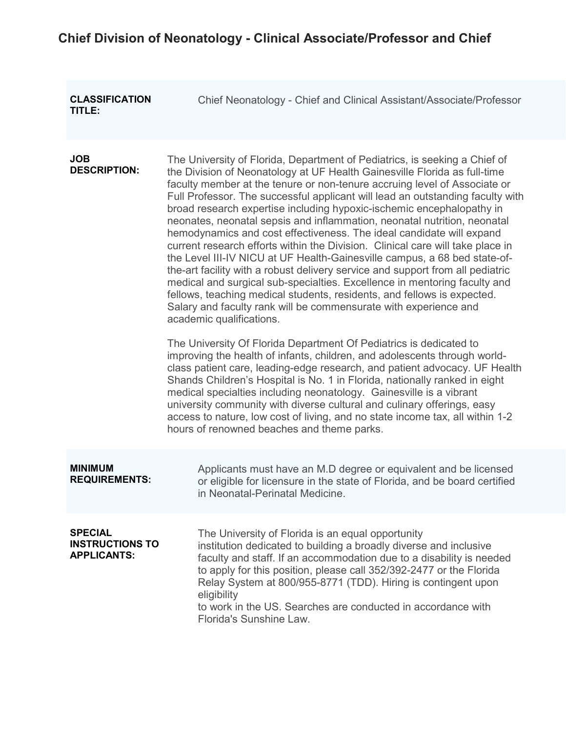# Chief Division of Neonatology - Clinical Associate/Professor and Chief

**CLASSIFICATION TITLE:**

Chief Neonatology - Chief and Clinical Assistant/Associate/Professor

**JOB DESCRIPTION:**

The University of Florida, Department of Pediatrics, is seeking a Chief of the Division of Neonatology at UF Health Gainesville Florida as full-time faculty member at the tenure or non-tenure accruing level of Associate or Full Professor. The successful applicant will lead an outstanding faculty with broad research expertise including hypoxic-ischemic encephalopathy in neonates, neonatal sepsis and inflammation, neonatal nutrition, neonatal hemodynamics and cost effectiveness. The ideal candidate will expand current research efforts within the Division. Clinical care will take place in the Level III-IV NICU at UF Health-Gainesville campus, a 68 bed state-of-the-art facility with a robust delivery service and support from all pediatric medical and surgical sub-specialties. Excellence in mentoring faculty and fellows, teaching medical students, residents, and fellows is expected. Salary and faculty rank will be commensurate with experience and academic qualifications.

The University Of Florida Department Of Pediatrics is dedicated to improving the health of infants, children, and adolescents through world-class patient care, leading-edge research, and patient advocacy. UF Health Shands Children's Hospital is No. 1 in Florida, nationally ranked in eight medical specialties including neonatology. Gainesville is a vibrant university community with diverse cultural and culinary offerings, easy access to nature, low cost of living, and no state income tax, all within 1-2 hours of renowned beaches and theme parks.

**MINIMUM REQUIREMENTS:**

Applicants must have an M.D degree or equivalent and be licensed or eligible for licensure in the state of Florida, and be board certified in Neonatal-Perinatal Medicine.

**SPECIAL INSTRUCTIONS TO APPLICANTS:**

The University of Florida is an equal opportunity institution dedicated to building a broadly diverse and inclusive faculty and staff. If an accommodation due to a disability is needed to apply for this position, please call 352/392-2477 or the Florida Relay System at 800/955-8771 (TDD). Hiring is contingent upon eligibility to work in the US. Searches are conducted in accordance with Florida's Sunshine Law.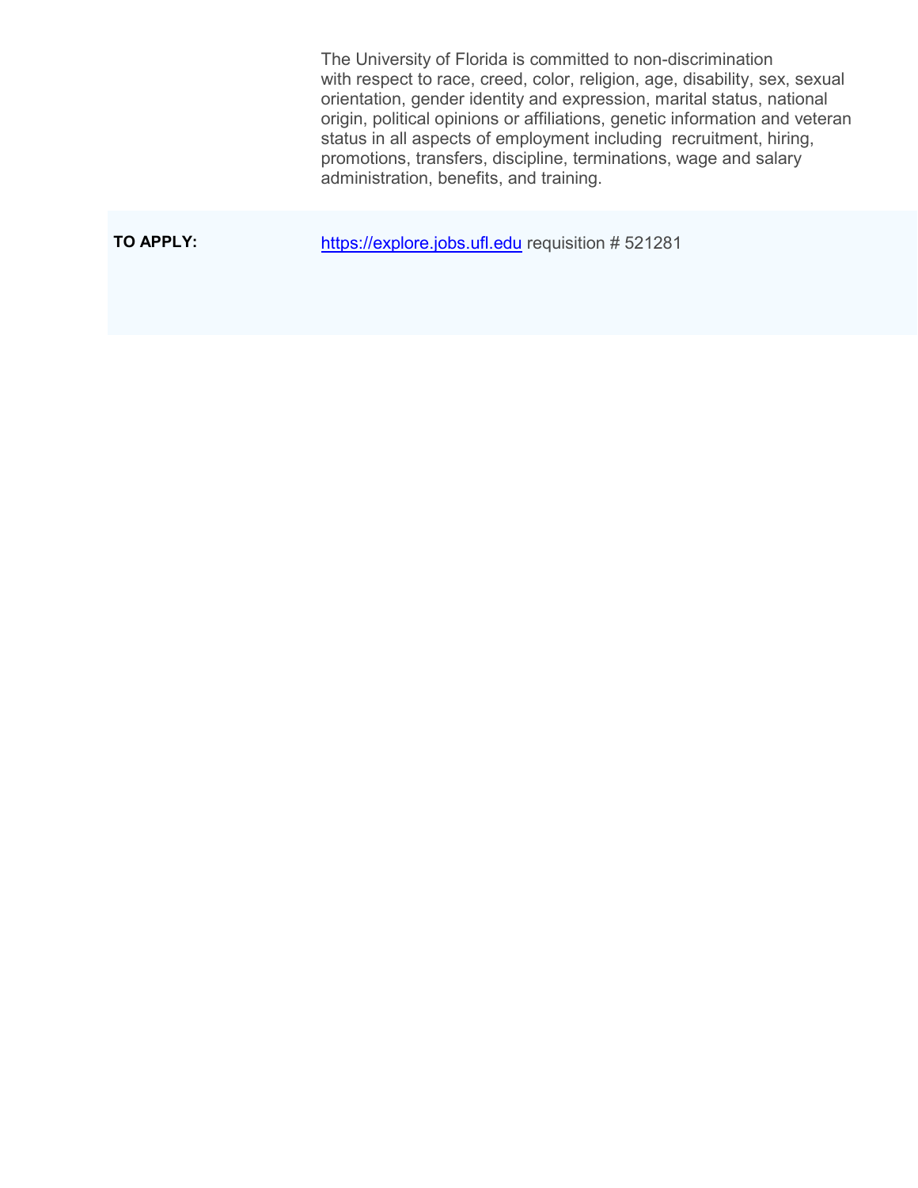The University of Florida is committed to non-discrimination with respect to race, creed, color, religion, age, disability, sex, sexual orientation, gender identity and expression, marital status, national origin, political opinions or affiliations, genetic information and veteran status in all aspects of employment including recruitment, hiring, promotions, transfers, discipline, terminations, wage and salary administration, benefits, and training.

| | |
|---|---|
| **TO APPLY:** | https://explore.jobs.ufl.edu requisition # 521281 |